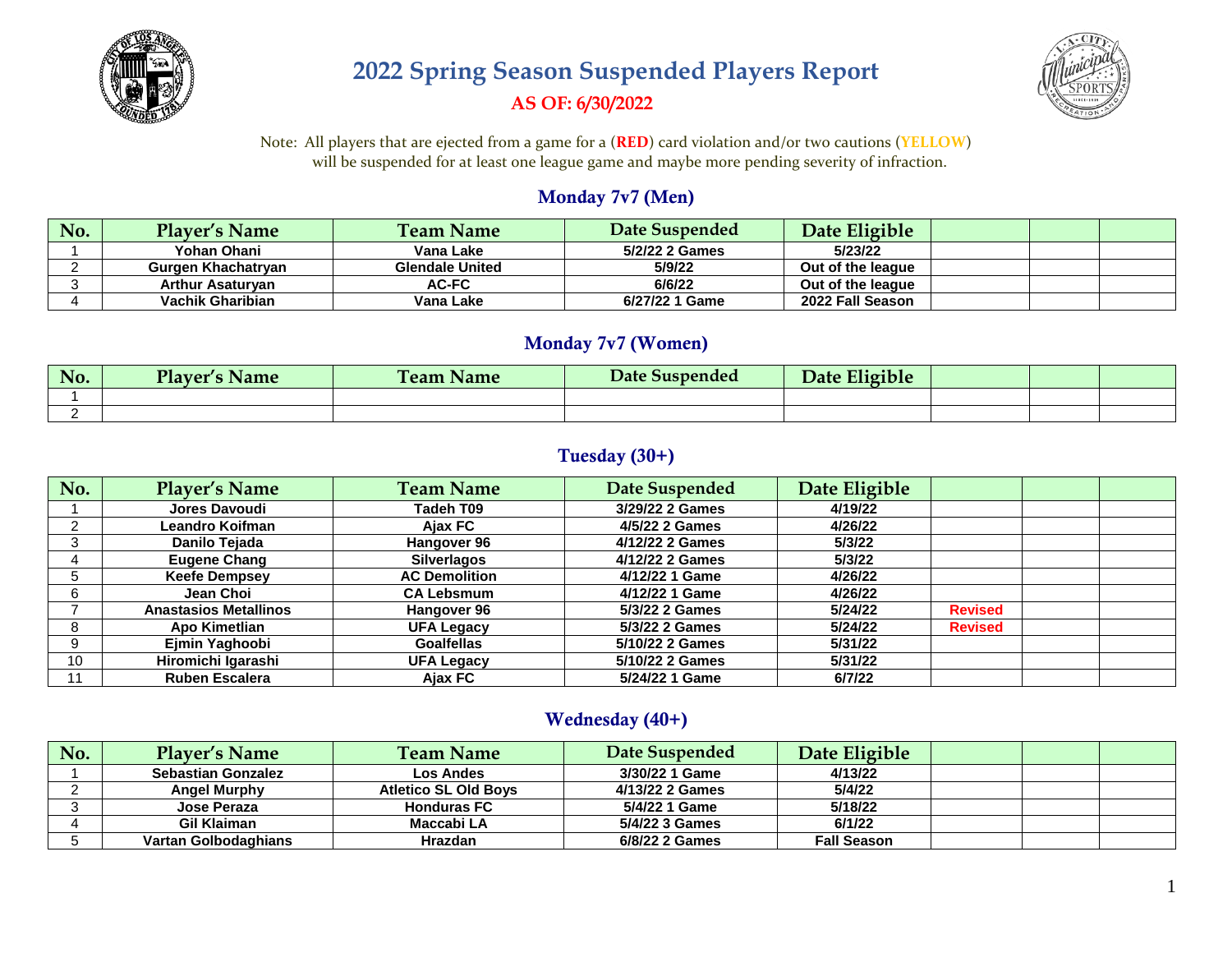# 2022 Spring Season Suspended Players Report

**AS OF: 6/30/2022**

Note: All players that are ejected from a game for a (**RED**) card violation and/or two cautions (**YELLOW**) will be suspended for at least one league game and maybe more pending severity of infraction.

## Monday 7v7 (Men)

| No. | Player's Name | Team Name | Date Suspended | Date Eligible | | | |
|---|---|---|---|---|---|---|---|
| 1 | Yohan Ohani | Vana Lake | 5/2/22 2 Games | 5/23/22 | | | |
| 2 | Gurgen Khachatryan | Glendale United | 5/9/22 | Out of the league | | | |
| 3 | Arthur Asaturyan | AC-FC | 6/6/22 | Out of the league | | | |
| 4 | Vachik Gharibian | Vana Lake | 6/27/22 1 Game | 2022 Fall Season | | | |

## Monday 7v7 (Women)

| No. | Player's Name | Team Name | Date Suspended | Date Eligible | | | |
|---|---|---|---|---|---|---|---|
| 1 | | | | | | | |
| 2 | | | | | | | |

## Tuesday (30+)

| No. | Player's Name | Team Name | Date Suspended | Date Eligible | | | |
|---|---|---|---|---|---|---|---|
| 1 | Jores Davoudi | Tadeh T09 | 3/29/22 2 Games | 4/19/22 | | | |
| 2 | Leandro Koifman | Ajax FC | 4/5/22 2 Games | 4/26/22 | | | |
| 3 | Danilo Tejada | Hangover 96 | 4/12/22 2 Games | 5/3/22 | | | |
| 4 | Eugene Chang | Silverlagos | 4/12/22 2 Games | 5/3/22 | | | |
| 5 | Keefe Dempsey | AC Demolition | 4/12/22 1 Game | 4/26/22 | | | |
| 6 | Jean Choi | CA Lebsmum | 4/12/22 1 Game | 4/26/22 | | | |
| 7 | Anastasios Metallinos | Hangover 96 | 5/3/22 2 Games | 5/24/22 | Revised | | |
| 8 | Apo Kimetlian | UFA Legacy | 5/3/22 2 Games | 5/24/22 | Revised | | |
| 9 | Ejmin Yaghoobi | Goalfellas | 5/10/22 2 Games | 5/31/22 | | | |
| 10 | Hiromichi Igarashi | UFA Legacy | 5/10/22 2 Games | 5/31/22 | | | |
| 11 | Ruben Escalera | Ajax FC | 5/24/22 1 Game | 6/7/22 | | | |

## Wednesday (40+)

| No. | Player's Name | Team Name | Date Suspended | Date Eligible | | | |
|---|---|---|---|---|---|---|---|
| 1 | Sebastian Gonzalez | Los Andes | 3/30/22 1 Game | 4/13/22 | | | |
| 2 | Angel Murphy | Atletico SL Old Boys | 4/13/22 2 Games | 5/4/22 | | | |
| 3 | Jose Peraza | Honduras FC | 5/4/22 1 Game | 5/18/22 | | | |
| 4 | Gil Klaiman | Maccabi LA | 5/4/22 3 Games | 6/1/22 | | | |
| 5 | Vartan Golbodaghians | Hrazdan | 6/8/22 2 Games | Fall Season | | | |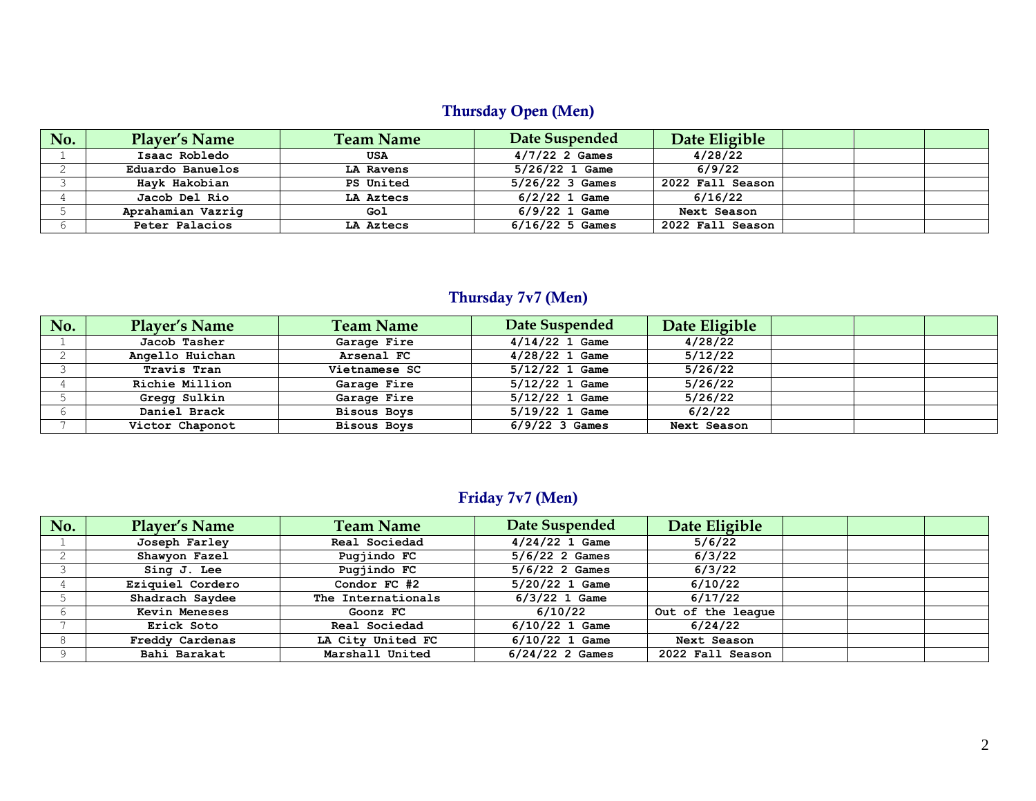## Thursday Open (Men)

| No. | Player's Name | Team Name | Date Suspended | Date Eligible | | | |
|---|---|---|---|---|---|---|---|
| 1 | Isaac Robledo | USA | 4/7/22 2 Games | 4/28/22 | | | |
| 2 | Eduardo Banuelos | LA Ravens | 5/26/22 1 Game | 6/9/22 | | | |
| 3 | Hayk Hakobian | PS United | 5/26/22 3 Games | 2022 Fall Season | | | |
| 4 | Jacob Del Rio | LA Aztecs | 6/2/22 1 Game | 6/16/22 | | | |
| 5 | Aprahamian Vazrig | Gol | 6/9/22 1 Game | Next Season | | | |
| 6 | Peter Palacios | LA Aztecs | 6/16/22 5 Games | 2022 Fall Season | | | |

## Thursday 7v7 (Men)

| No. | Player's Name | Team Name | Date Suspended | Date Eligible | | | |
|---|---|---|---|---|---|---|---|
| 1 | Jacob Tasher | Garage Fire | 4/14/22 1 Game | 4/28/22 | | | |
| 2 | Angello Huichan | Arsenal FC | 4/28/22 1 Game | 5/12/22 | | | |
| 3 | Travis Tran | Vietnamese SC | 5/12/22 1 Game | 5/26/22 | | | |
| 4 | Richie Million | Garage Fire | 5/12/22 1 Game | 5/26/22 | | | |
| 5 | Gregg Sulkin | Garage Fire | 5/12/22 1 Game | 5/26/22 | | | |
| 6 | Daniel Brack | Bisous Boys | 5/19/22 1 Game | 6/2/22 | | | |
| 7 | Victor Chaponot | Bisous Boys | 6/9/22 3 Games | Next Season | | | |

## Friday 7v7 (Men)

| No. | Player's Name | Team Name | Date Suspended | Date Eligible | | | |
|---|---|---|---|---|---|---|---|
| 1 | Joseph Farley | Real Sociedad | 4/24/22 1 Game | 5/6/22 | | | |
| 2 | Shawyon Fazel | Pugjindo FC | 5/6/22 2 Games | 6/3/22 | | | |
| 3 | Sing J. Lee | Pugjindo FC | 5/6/22 2 Games | 6/3/22 | | | |
| 4 | Eziquiel Cordero | Condor FC #2 | 5/20/22 1 Game | 6/10/22 | | | |
| 5 | Shadrach Saydee | The Internationals | 6/3/22 1 Game | 6/17/22 | | | |
| 6 | Kevin Meneses | Goonz FC | 6/10/22 | Out of the league | | | |
| 7 | Erick Soto | Real Sociedad | 6/10/22 1 Game | 6/24/22 | | | |
| 8 | Freddy Cardenas | LA City United FC | 6/10/22 1 Game | Next Season | | | |
| 9 | Bahi Barakat | Marshall United | 6/24/22 2 Games | 2022 Fall Season | | | |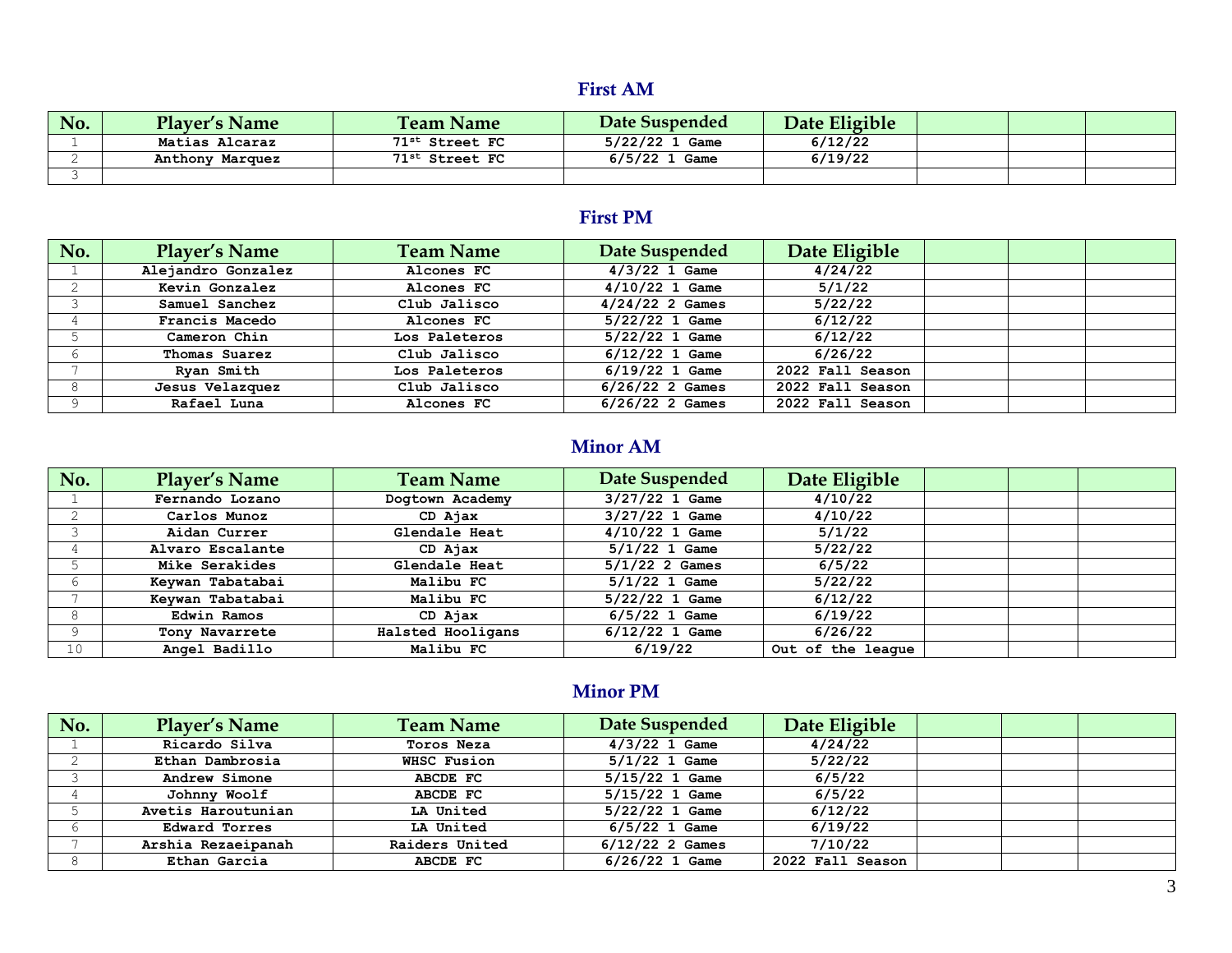## First AM

| No. | Player's Name | Team Name | Date Suspended | Date Eligible | | | |
|---|---|---|---|---|---|---|---|
| 1 | Matias Alcaraz | 71st Street FC | 5/22/22 1 Game | 6/12/22 | | | |
| 2 | Anthony Marquez | 71st Street FC | 6/5/22 1 Game | 6/19/22 | | | |
| 3 | | | | | | | |

## First PM

| No. | Player's Name | Team Name | Date Suspended | Date Eligible | | | |
|---|---|---|---|---|---|---|---|
| 1 | Alejandro Gonzalez | Alcones FC | 4/3/22 1 Game | 4/24/22 | | | |
| 2 | Kevin Gonzalez | Alcones FC | 4/10/22 1 Game | 5/1/22 | | | |
| 3 | Samuel Sanchez | Club Jalisco | 4/24/22 2 Games | 5/22/22 | | | |
| 4 | Francis Macedo | Alcones FC | 5/22/22 1 Game | 6/12/22 | | | |
| 5 | Cameron Chin | Los Paleteros | 5/22/22 1 Game | 6/12/22 | | | |
| 6 | Thomas Suarez | Club Jalisco | 6/12/22 1 Game | 6/26/22 | | | |
| 7 | Ryan Smith | Los Paleteros | 6/19/22 1 Game | 2022 Fall Season | | | |
| 8 | Jesus Velazquez | Club Jalisco | 6/26/22 2 Games | 2022 Fall Season | | | |
| 9 | Rafael Luna | Alcones FC | 6/26/22 2 Games | 2022 Fall Season | | | |

## Minor AM

| No. | Player's Name | Team Name | Date Suspended | Date Eligible | | | |
|---|---|---|---|---|---|---|---|
| 1 | Fernando Lozano | Dogtown Academy | 3/27/22 1 Game | 4/10/22 | | | |
| 2 | Carlos Munoz | CD Ajax | 3/27/22 1 Game | 4/10/22 | | | |
| 3 | Aidan Currer | Glendale Heat | 4/10/22 1 Game | 5/1/22 | | | |
| 4 | Alvaro Escalante | CD Ajax | 5/1/22 1 Game | 5/22/22 | | | |
| 5 | Mike Serakides | Glendale Heat | 5/1/22 2 Games | 6/5/22 | | | |
| 6 | Keywan Tabatabai | Malibu FC | 5/1/22 1 Game | 5/22/22 | | | |
| 7 | Keywan Tabatabai | Malibu FC | 5/22/22 1 Game | 6/12/22 | | | |
| 8 | Edwin Ramos | CD Ajax | 6/5/22 1 Game | 6/19/22 | | | |
| 9 | Tony Navarrete | Halsted Hooligans | 6/12/22 1 Game | 6/26/22 | | | |
| 10 | Angel Badillo | Malibu FC | 6/19/22 | Out of the league | | | |

## Minor PM

| No. | Player's Name | Team Name | Date Suspended | Date Eligible | | | |
|---|---|---|---|---|---|---|---|
| 1 | Ricardo Silva | Toros Neza | 4/3/22 1 Game | 4/24/22 | | | |
| 2 | Ethan Dambrosia | WHSC Fusion | 5/1/22 1 Game | 5/22/22 | | | |
| 3 | Andrew Simone | ABCDE FC | 5/15/22 1 Game | 6/5/22 | | | |
| 4 | Johnny Woolf | ABCDE FC | 5/15/22 1 Game | 6/5/22 | | | |
| 5 | Avetis Haroutunian | LA United | 5/22/22 1 Game | 6/12/22 | | | |
| 6 | Edward Torres | LA United | 6/5/22 1 Game | 6/19/22 | | | |
| 7 | Arshia Rezaeipanah | Raiders United | 6/12/22 2 Games | 7/10/22 | | | |
| 8 | Ethan Garcia | ABCDE FC | 6/26/22 1 Game | 2022 Fall Season | | | |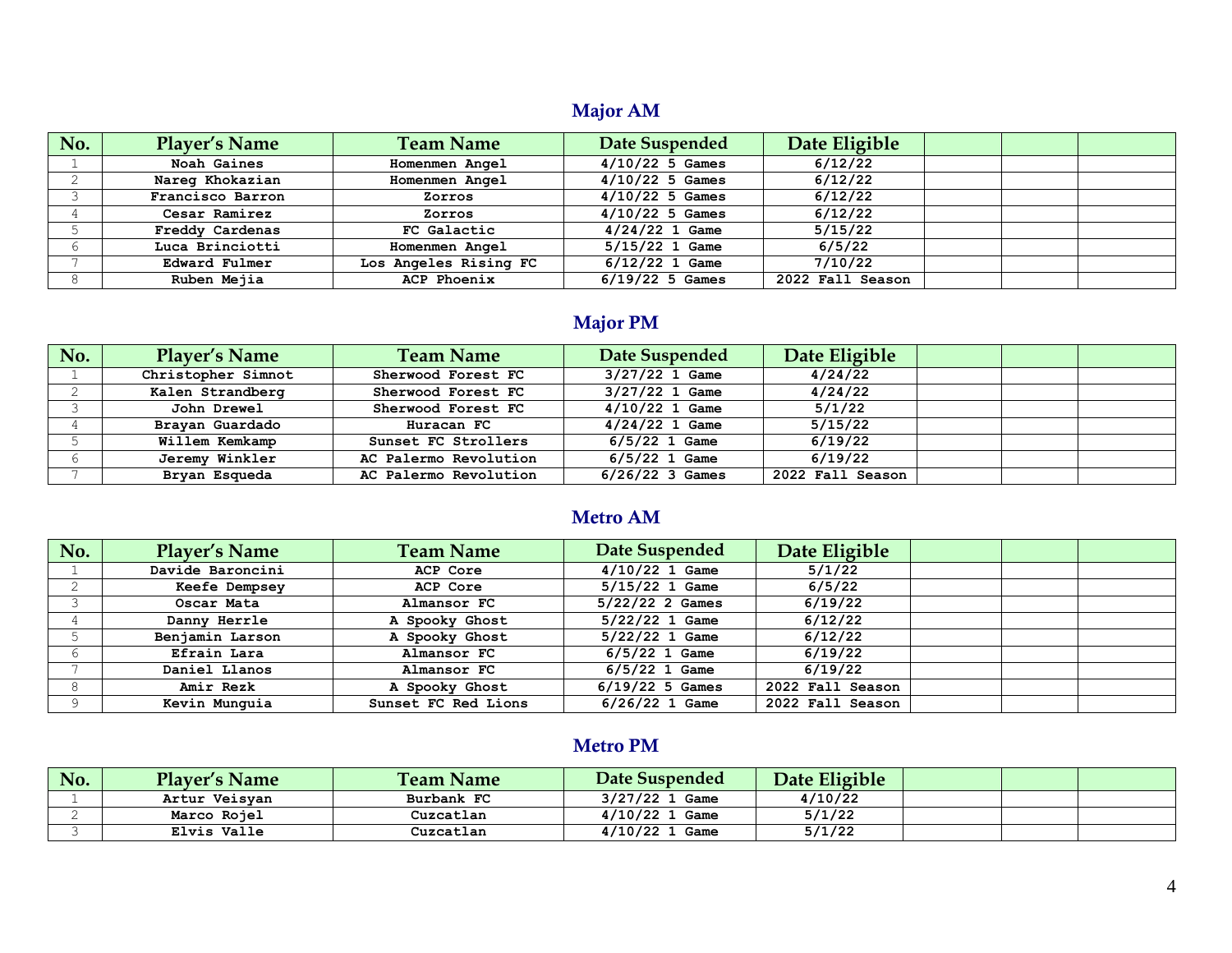## Major AM

| No. | Player's Name | Team Name | Date Suspended | Date Eligible | | | |
|---|---|---|---|---|---|---|---|
| 1 | Noah Gaines | Homenmen Angel | 4/10/22 5 Games | 6/12/22 | | | |
| 2 | Nareg Khokazian | Homenmen Angel | 4/10/22 5 Games | 6/12/22 | | | |
| 3 | Francisco Barron | Zorros | 4/10/22 5 Games | 6/12/22 | | | |
| 4 | Cesar Ramirez | Zorros | 4/10/22 5 Games | 6/12/22 | | | |
| 5 | Freddy Cardenas | FC Galactic | 4/24/22 1 Game | 5/15/22 | | | |
| 6 | Luca Brinciotti | Homenmen Angel | 5/15/22 1 Game | 6/5/22 | | | |
| 7 | Edward Fulmer | Los Angeles Rising FC | 6/12/22 1 Game | 7/10/22 | | | |
| 8 | Ruben Mejia | ACP Phoenix | 6/19/22 5 Games | 2022 Fall Season | | | |

## Major PM

| No. | Player's Name | Team Name | Date Suspended | Date Eligible | | | |
|---|---|---|---|---|---|---|---|
| 1 | Christopher Simnot | Sherwood Forest FC | 3/27/22 1 Game | 4/24/22 | | | |
| 2 | Kalen Strandberg | Sherwood Forest FC | 3/27/22 1 Game | 4/24/22 | | | |
| 3 | John Drewel | Sherwood Forest FC | 4/10/22 1 Game | 5/1/22 | | | |
| 4 | Brayan Guardado | Huracan FC | 4/24/22 1 Game | 5/15/22 | | | |
| 5 | Willem Kemkamp | Sunset FC Strollers | 6/5/22 1 Game | 6/19/22 | | | |
| 6 | Jeremy Winkler | AC Palermo Revolution | 6/5/22 1 Game | 6/19/22 | | | |
| 7 | Bryan Esqueda | AC Palermo Revolution | 6/26/22 3 Games | 2022 Fall Season | | | |

## Metro AM

| No. | Player's Name | Team Name | Date Suspended | Date Eligible | | | |
|---|---|---|---|---|---|---|---|
| 1 | Davide Baroncini | ACP Core | 4/10/22 1 Game | 5/1/22 | | | |
| 2 | Keefe Dempsey | ACP Core | 5/15/22 1 Game | 6/5/22 | | | |
| 3 | Oscar Mata | Almansor FC | 5/22/22 2 Games | 6/19/22 | | | |
| 4 | Danny Herrle | A Spooky Ghost | 5/22/22 1 Game | 6/12/22 | | | |
| 5 | Benjamin Larson | A Spooky Ghost | 5/22/22 1 Game | 6/12/22 | | | |
| 6 | Efrain Lara | Almansor FC | 6/5/22 1 Game | 6/19/22 | | | |
| 7 | Daniel Llanos | Almansor FC | 6/5/22 1 Game | 6/19/22 | | | |
| 8 | Amir Rezk | A Spooky Ghost | 6/19/22 5 Games | 2022 Fall Season | | | |
| 9 | Kevin Munguia | Sunset FC Red Lions | 6/26/22 1 Game | 2022 Fall Season | | | |

## Metro PM

| No. | Player's Name | Team Name | Date Suspended | Date Eligible | | | |
|---|---|---|---|---|---|---|---|
| 1 | Artur Veisyan | Burbank FC | 3/27/22 1 Game | 4/10/22 | | | |
| 2 | Marco Rojel | Cuzcatlan | 4/10/22 1 Game | 5/1/22 | | | |
| 3 | Elvis Valle | Cuzcatlan | 4/10/22 1 Game | 5/1/22 | | | |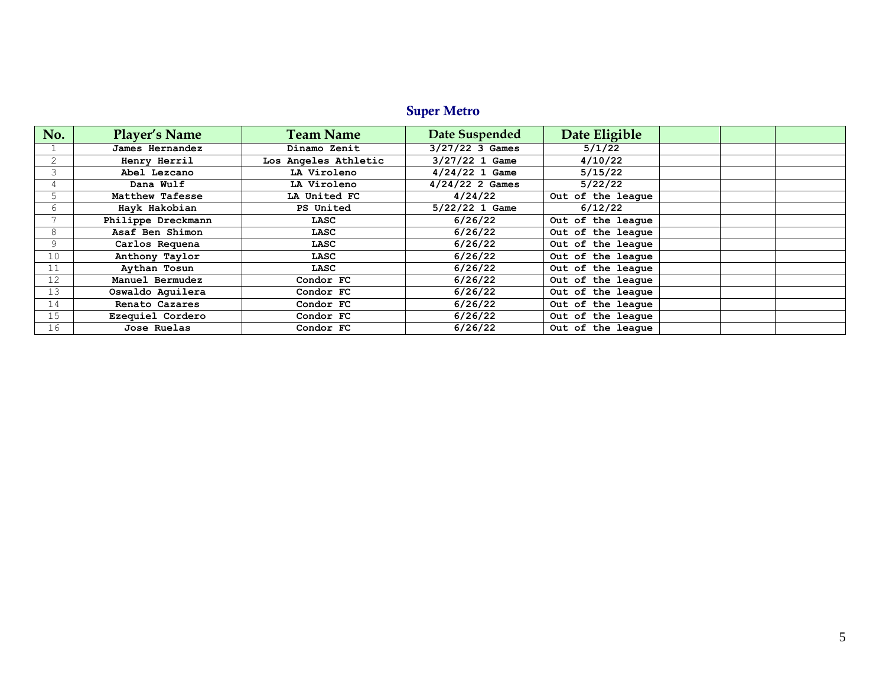## Super Metro

| No. | Player's Name | Team Name | Date Suspended | Date Eligible | | | |
|---|---|---|---|---|---|---|---|
| 1 | James Hernandez | Dinamo Zenit | 3/27/22 3 Games | 5/1/22 | | | |
| 2 | Henry Herril | Los Angeles Athletic | 3/27/22 1 Game | 4/10/22 | | | |
| 3 | Abel Lezcano | LA Viroleno | 4/24/22 1 Game | 5/15/22 | | | |
| 4 | Dana Wulf | LA Viroleno | 4/24/22 2 Games | 5/22/22 | | | |
| 5 | Matthew Tafesse | LA United FC | 4/24/22 | Out of the league | | | |
| 6 | Hayk Hakobian | PS United | 5/22/22 1 Game | 6/12/22 | | | |
| 7 | Philippe Dreckmann | LASC | 6/26/22 | Out of the league | | | |
| 8 | Asaf Ben Shimon | LASC | 6/26/22 | Out of the league | | | |
| 9 | Carlos Requena | LASC | 6/26/22 | Out of the league | | | |
| 10 | Anthony Taylor | LASC | 6/26/22 | Out of the league | | | |
| 11 | Aythan Tosun | LASC | 6/26/22 | Out of the league | | | |
| 12 | Manuel Bermudez | Condor FC | 6/26/22 | Out of the league | | | |
| 13 | Oswaldo Aguilera | Condor FC | 6/26/22 | Out of the league | | | |
| 14 | Renato Cazares | Condor FC | 6/26/22 | Out of the league | | | |
| 15 | Ezequiel Cordero | Condor FC | 6/26/22 | Out of the league | | | |
| 16 | Jose Ruelas | Condor FC | 6/26/22 | Out of the league | | | |